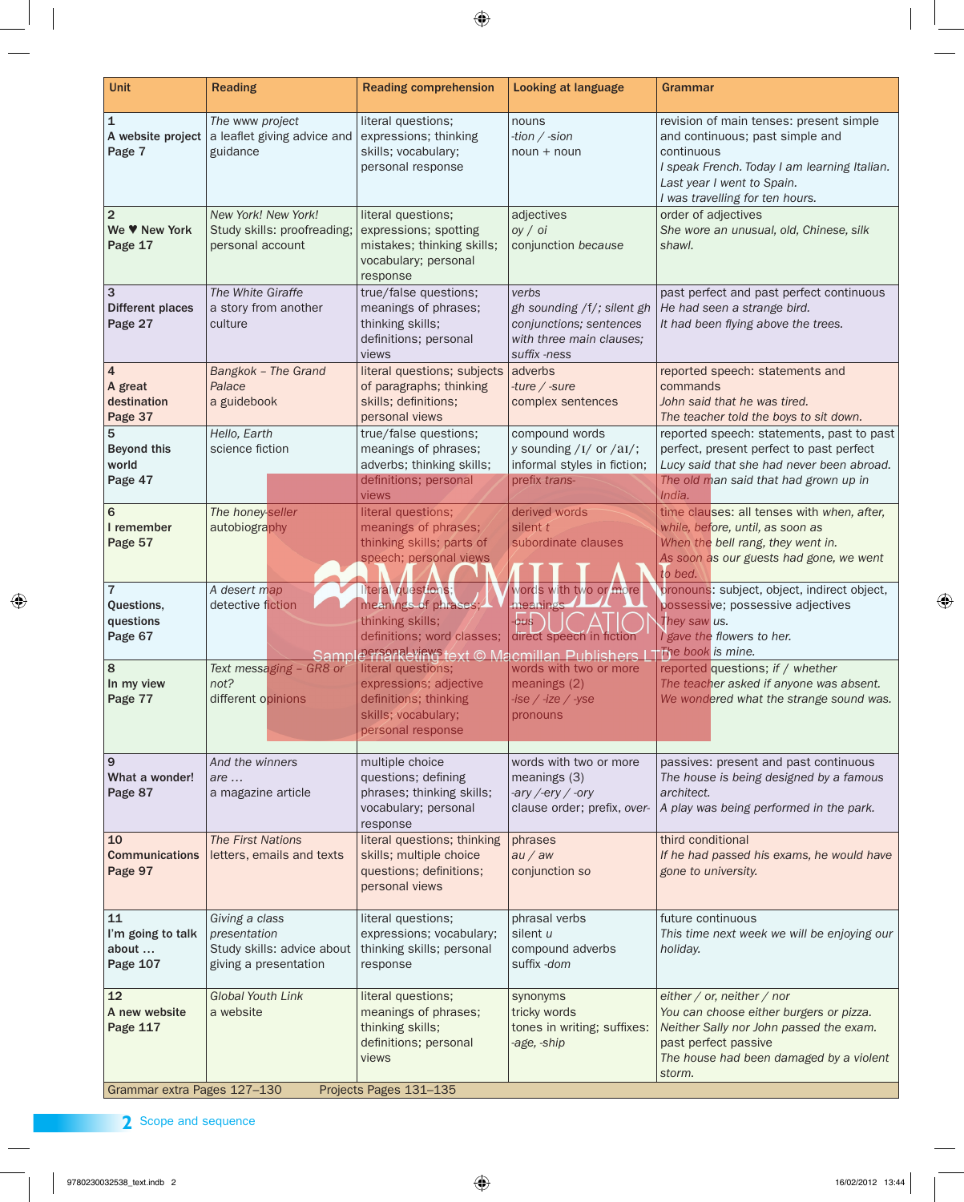| Unit | Reading | Reading comprehension | Looking at language | Grammar |
|---|---|---|---|---|
| **1**<br>**A website project**<br>**Page 7** | *The www project*<br>a leaflet giving advice and guidance | literal questions; expressions; thinking skills; vocabulary; personal response | nouns<br>*-tion / -sion*<br>noun + noun | revision of main tenses: present simple and continuous; past simple and continuous<br>*I speak French. Today I am learning Italian. Last year I went to Spain.*<br>*I was travelling for ten hours.* |
| **2**<br>**We ♥ New York**<br>**Page 17** | *New York! New York!*<br>Study skills: proofreading; personal account | literal questions; expressions; spotting mistakes; thinking skills; vocabulary; personal response | adjectives<br>*oy / oi*<br>conjunction *because* | order of adjectives<br>*She wore an unusual, old, Chinese, silk shawl.* |
| **3**<br>**Different places**<br>**Page 27** | *The White Giraffe*<br>a story from another culture | true/false questions; meanings of phrases; thinking skills; definitions; personal views | verbs<br>*gh sounding /f/; silent gh*<br>*conjunctions; sentences with three main clauses; suffix -ness* | past perfect and past perfect continuous<br>*He had seen a strange bird.*<br>*It had been flying above the trees.* |
| **4**<br>**A great destination**<br>**Page 37** | *Bangkok – The Grand Palace*<br>a guidebook | literal questions; subjects of paragraphs; thinking skills; definitions; personal views | adverbs<br>*-ture / -sure*<br>complex sentences | reported speech: statements and commands<br>*John said that he was tired.*<br>*The teacher told the boys to sit down.* |
| **5**<br>**Beyond this world**<br>**Page 47** | *Hello, Earth*<br>science fiction | true/false questions; meanings of phrases; adverbs; thinking skills; definitions; personal views | compound words<br>*y* sounding /ɪ/ or /aɪ/; informal styles in fiction; prefix *trans-* | reported speech: statements, past to past perfect, present perfect to past perfect<br>*Lucy said that she had never been abroad.*<br>*The old man said that had grown up in India.* |
| **6**<br>**I remember**<br>**Page 57** | *The honey-seller*<br>autobiography | literal questions; meanings of phrases; thinking skills; parts of speech; personal views | derived words<br>silent *t*<br>subordinate clauses | time clauses: all tenses with *when, after, while, before, until, as soon as*<br>*When the bell rang, they went in.*<br>*As soon as our guests had gone, we went to bed.* |
| **7**<br>**Questions, questions**<br>**Page 67** | *A desert map*<br>detective fiction | literal questions; meanings of phrases; thinking skills; definitions; word classes; personal views | words with two or more meanings<br>*-ous*<br>direct speech in fiction | pronouns: subject, object, indirect object, possessive; possessive adjectives<br>*They saw us.*<br>*I gave the flowers to her.*<br>*The book is mine.* |
| **8**<br>**In my view**<br>**Page 77** | *Text messaging – GR8 or not?*<br>different opinions | literal questions; expressions; adjective definitions; thinking skills; vocabulary; personal response | words with two or more meanings (2)<br>*-ise / -ize / -yse*<br>pronouns | reported questions; *if / whether*<br>*The teacher asked if anyone was absent.*<br>*We wondered what the strange sound was.* |
| **9**<br>**What a wonder!**<br>**Page 87** | *And the winners are …*<br>a magazine article | multiple choice questions; defining phrases; thinking skills; vocabulary; personal response | words with two or more meanings (3)<br>*-ary /-ery / -ory*<br>clause order; prefix, *over-* | passives: present and past continuous<br>*The house is being designed by a famous architect.*<br>*A play was being performed in the park.* |
| **10**<br>**Communications**<br>**Page 97** | *The First Nations*<br>letters, emails and texts | literal questions; thinking skills; multiple choice questions; definitions; personal views | phrases<br>*au / aw*<br>conjunction *so* | third conditional<br>*If he had passed his exams, he would have gone to university.* |
| **11**<br>**I'm going to talk about …**<br>**Page 107** | *Giving a class presentation*<br>Study skills: advice about giving a presentation | literal questions; expressions; vocabulary; thinking skills; personal response | phrasal verbs<br>silent *u*<br>compound adverbs<br>suffix *-dom* | future continuous<br>*This time next week we will be enjoying our holiday.* |
| **12**<br>**A new website**<br>**Page 117** | *Global Youth Link*<br>a website | literal questions; meanings of phrases; thinking skills; definitions; personal views | synonyms<br>tricky words<br>tones in writing; suffixes: *-age, -ship* | *either / or, neither / nor*<br>*You can choose either burgers or pizza.*<br>*Neither Sally nor John passed the exam.*<br>past perfect passive<br>*The house had been damaged by a violent storm.* |

Grammar extra Pages 127–130 Projects Pages 131–135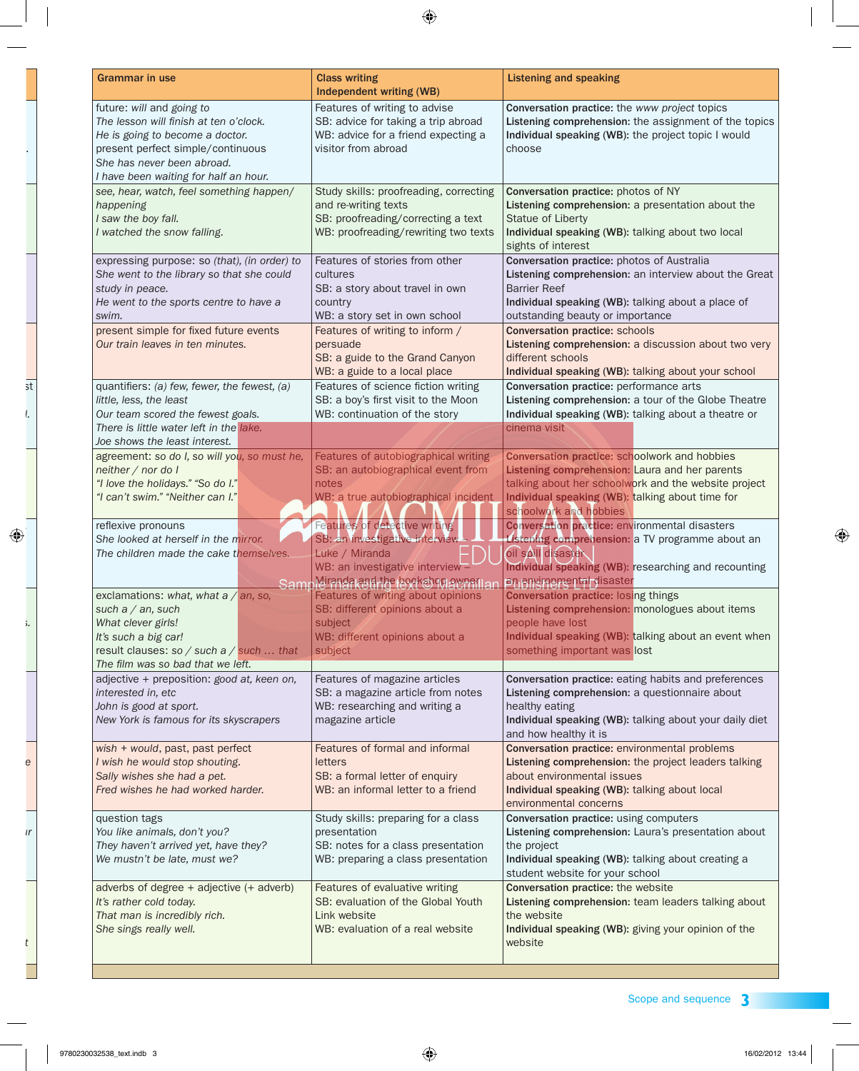| Grammar in use | Class writing<br>Independent writing (WB) | Listening and speaking |
|---|---|---|
| future: *will* and *going to*<br>*The lesson will finish at ten o'clock.*<br>*He is going to become a doctor.*<br>present perfect simple/continuous<br>*She has never been abroad.*<br>*I have been waiting for half an hour.* | Features of writing to advise<br>SB: advice for taking a trip abroad<br>WB: advice for a friend expecting a visitor from abroad | **Conversation practice:** the *www project* topics<br>**Listening comprehension:** the assignment of the topics<br>**Individual speaking (WB):** the project topic I would choose |
| *see, hear, watch, feel something happen/ happening*<br>*I saw the boy fall.*<br>*I watched the snow falling.* | Study skills: proofreading, correcting and re-writing texts<br>SB: proofreading/correcting a text<br>WB: proofreading/rewriting two texts | **Conversation practice:** photos of NY<br>**Listening comprehension:** a presentation about the Statue of Liberty<br>**Individual speaking (WB):** talking about two local sights of interest |
| expressing purpose: *so (that), (in order) to*<br>*She went to the library so that she could study in peace.*<br>*He went to the sports centre to have a swim.* | Features of stories from other cultures<br>SB: a story about travel in own country<br>WB: a story set in own school | **Conversation practice:** photos of Australia<br>**Listening comprehension:** an interview about the Great Barrier Reef<br>**Individual speaking (WB):** talking about a place of outstanding beauty or importance |
| present simple for fixed future events<br>*Our train leaves in ten minutes.* | Features of writing to inform / persuade<br>SB: a guide to the Grand Canyon<br>WB: a guide to a local place | **Conversation practice:** schools<br>**Listening comprehension:** a discussion about two very different schools<br>**Individual speaking (WB):** talking about your school |
| quantifiers: *(a) few, fewer, the fewest, (a) little, less, the least*<br>*Our team scored the fewest goals.*<br>*There is little water left in the lake.*<br>*Joe shows the least interest.* | Features of science fiction writing<br>SB: a boy's first visit to the Moon<br>WB: continuation of the story | **Conversation practice:** performance arts<br>**Listening comprehension:** a tour of the Globe Theatre<br>**Individual speaking (WB):** talking about a theatre or cinema visit |
| agreement: *so do I, so will you, so must he, neither / nor do I*<br>*"I love the holidays." "So do I."*<br>*"I can't swim." "Neither can I."* | Features of autobiographical writing<br>SB: an autobiographical event from notes<br>WB: a true autobiographical incident | **Conversation practice:** schoolwork and hobbies<br>**Listening comprehension:** Laura and her parents talking about her schoolwork and the website project<br>**Individual speaking (WB):** talking about time for schoolwork and hobbies |
| reflexive pronouns<br>*She looked at herself in the mirror.*<br>*The children made the cake themselves.* | Features of detective writing<br>SB: an investigative interview – Luke / Miranda<br>WB: an investigative interview – Miranda and the bookshop owner | **Conversation practice:** environmental disasters<br>**Listening comprehension:** a TV programme about an oil spill disaster<br>**Individual speaking (WB):** researching and recounting an environmental disaster |
| exclamations: *what, what a / an, so, such a / an, such*<br>*What clever girls!*<br>*It's such a big car!*<br>result clauses: *so / such a / such … that*<br>*The film was so bad that we left.* | Features of writing about opinions<br>SB: different opinions about a subject<br>WB: different opinions about a subject | **Conversation practice:** losing things<br>**Listening comprehension:** monologues about items people have lost<br>**Individual speaking (WB):** talking about an event when something important was lost |
| adjective + preposition: *good at, keen on, interested in*, etc<br>*John is good at sport.*<br>*New York is famous for its skyscrapers* | Features of magazine articles<br>SB: a magazine article from notes<br>WB: researching and writing a magazine article | **Conversation practice:** eating habits and preferences<br>**Listening comprehension:** a questionnaire about healthy eating<br>**Individual speaking (WB):** talking about your daily diet and how healthy it is |
| *wish + would*, past, past perfect<br>*I wish he would stop shouting.*<br>*Sally wishes she had a pet.*<br>*Fred wishes he had worked harder.* | Features of formal and informal letters<br>SB: a formal letter of enquiry<br>WB: an informal letter to a friend | **Conversation practice:** environmental problems<br>**Listening comprehension:** the project leaders talking about environmental issues<br>**Individual speaking (WB):** talking about local environmental concerns |
| question tags<br>*You like animals, don't you?*<br>*They haven't arrived yet, have they?*<br>*We mustn't be late, must we?* | Study skills: preparing for a class presentation<br>SB: notes for a class presentation<br>WB: preparing a class presentation | **Conversation practice:** using computers<br>**Listening comprehension:** Laura's presentation about the project<br>**Individual speaking (WB):** talking about creating a student website for your school |
| adverbs of degree + adjective (+ adverb)<br>*It's rather cold today.*<br>*That man is incredibly rich.*<br>*She sings really well.* | Features of evaluative writing<br>SB: evaluation of the Global Youth Link website<br>WB: evaluation of a real website | **Conversation practice:** the website<br>**Listening comprehension:** team leaders talking about the website<br>**Individual speaking (WB):** giving your opinion of the website |